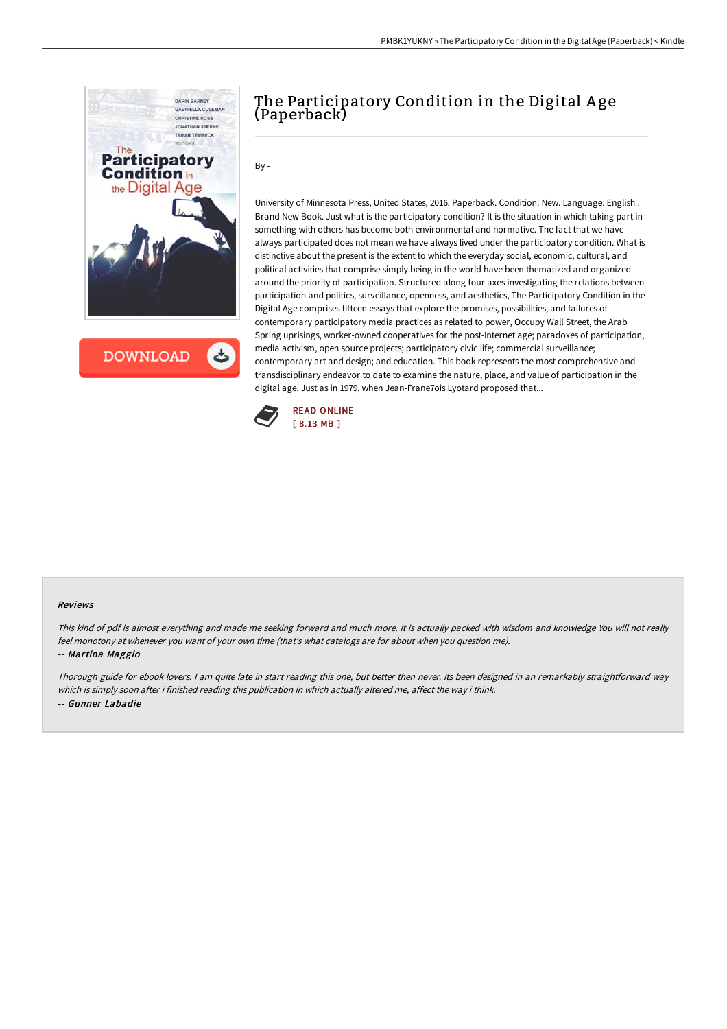# The Participatory Condition in the Digital Age (Paperback)

By -

University of Minnesota Press, United States, 2016. Paperback. Condition: New. Language: English . Brand New Book. Just what is the participatory condition? It is the situation in which taking part in something with others has become both environmental and normative. The fact that we have always participated does not mean we have always lived under the participatory condition. What is distinctive about the present is the extent to which the everyday social, economic, cultural, and political activities that comprise simply being in the world have been thematized and organized around the priority of participation. Structured along four axes investigating the relations between participation and politics, surveillance, openness, and aesthetics, The Participatory Condition in the Digital Age comprises fifteen essays that explore the promises, possibilities, and failures of contemporary participatory media practices as related to power, Occupy Wall Street, the Arab Spring uprisings, worker-owned cooperatives for the post-Internet age; paradoxes of participation, media activism, open source projects; participatory civic life; commercial surveillance; contemporary art and design; and education. This book represents the most comprehensive and transdisciplinary endeavor to date to examine the nature, place, and value of participation in the digital age. Just as in 1979, when Jean-Frane7ois Lyotard proposed that...

READ ONLINE
[ 8.13 MB ]

### Reviews

*This kind of pdf is almost everything and made me seeking forward and much more. It is actually packed with wisdom and knowledge You will not really feel monotony at whenever you want of your own time (that's what catalogs are for about when you question me).*

-- *Martina Maggio*

*Thorough guide for ebook lovers. I am quite late in start reading this one, but better then never. Its been designed in an remarkably straightforward way which is simply soon after i finished reading this publication in which actually altered me, affect the way i think.*

-- *Gunner Labadie*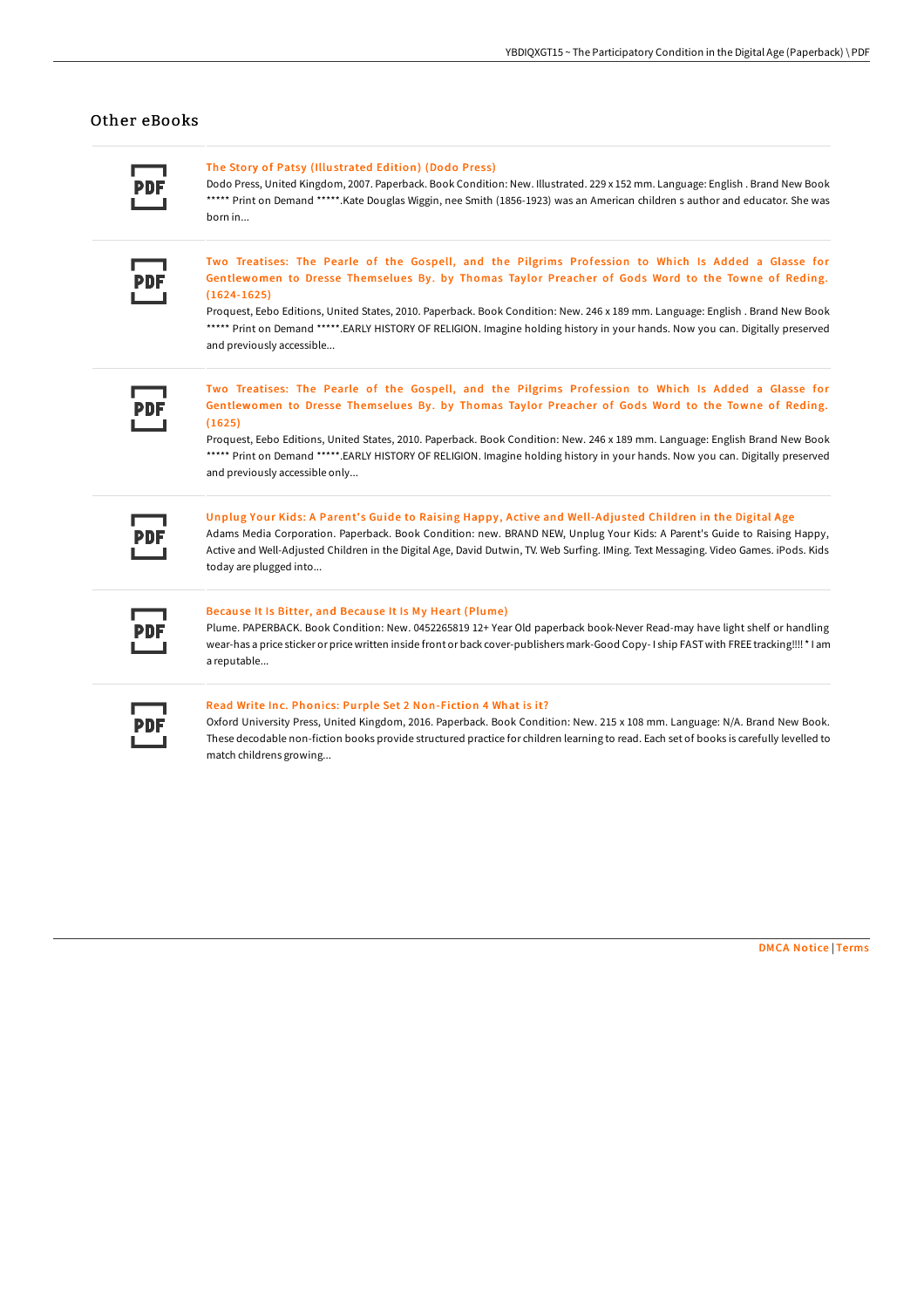## Other eBooks

### The Story of Patsy (Illustrated Edition) (Dodo Press)

Dodo Press, United Kingdom, 2007. Paperback. Book Condition: New. Illustrated. 229 x 152 mm. Language: English . Brand New Book ***** Print on Demand *****.Kate Douglas Wiggin, nee Smith (1856-1923) was an American children s author and educator. She was born in...

### Two Treatises: The Pearle of the Gospell, and the Pilgrims Profession to Which Is Added a Glasse for Gentlewomen to Dresse Themselues By. by Thomas Taylor Preacher of Gods Word to the Towne of Reding. (1624-1625)

Proquest, Eebo Editions, United States, 2010. Paperback. Book Condition: New. 246 x 189 mm. Language: English . Brand New Book ***** Print on Demand *****.EARLY HISTORY OF RELIGION. Imagine holding history in your hands. Now you can. Digitally preserved and previously accessible...

### Two Treatises: The Pearle of the Gospell, and the Pilgrims Profession to Which Is Added a Glasse for Gentlewomen to Dresse Themselues By. by Thomas Taylor Preacher of Gods Word to the Towne of Reding. (1625)

Proquest, Eebo Editions, United States, 2010. Paperback. Book Condition: New. 246 x 189 mm. Language: English Brand New Book ***** Print on Demand *****.EARLY HISTORY OF RELIGION. Imagine holding history in your hands. Now you can. Digitally preserved and previously accessible only...

### Unplug Your Kids: A Parent's Guide to Raising Happy, Active and Well-Adjusted Children in the Digital Age

Adams Media Corporation. Paperback. Book Condition: new. BRAND NEW, Unplug Your Kids: A Parent's Guide to Raising Happy, Active and Well-Adjusted Children in the Digital Age, David Dutwin, TV. Web Surfing. IMing. Text Messaging. Video Games. iPods. Kids today are plugged into...

### Because It Is Bitter, and Because It Is My Heart (Plume)

Plume. PAPERBACK. Book Condition: New. 0452265819 12+ Year Old paperback book-Never Read-may have light shelf or handling wear-has a price sticker or price written inside front or back cover-publishers mark-Good Copy- I ship FAST with FREE tracking!!!! * I am a reputable...

### Read Write Inc. Phonics: Purple Set 2 Non-Fiction 4 What is it?

Oxford University Press, United Kingdom, 2016. Paperback. Book Condition: New. 215 x 108 mm. Language: N/A. Brand New Book. These decodable non-fiction books provide structured practice for children learning to read. Each set of books is carefully levelled to match childrens growing...

DMCA Notice | Terms